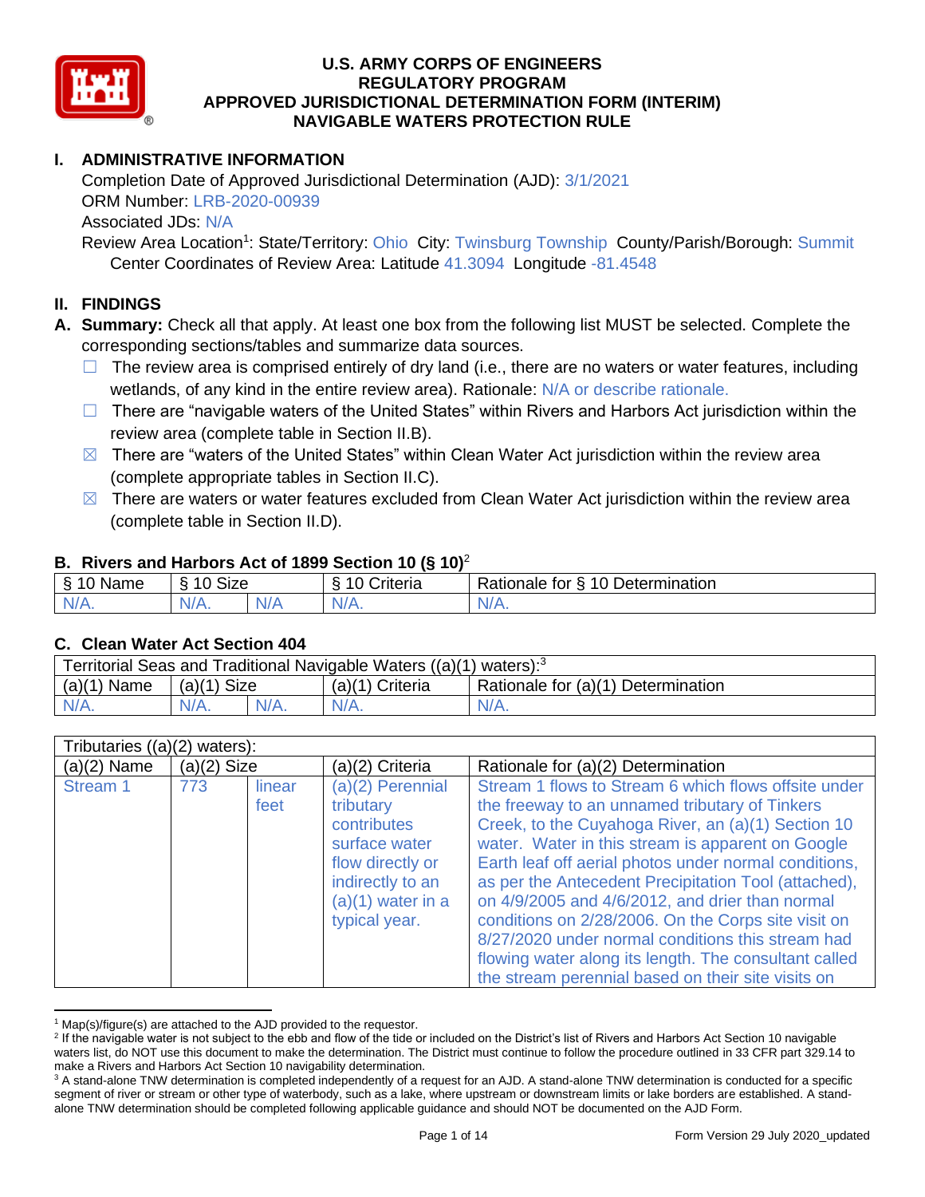# U.S. ARMY CORPS OF ENGINEERS
# REGULATORY PROGRAM
# APPROVED JURISDICTIONAL DETERMINATION FORM (INTERIM)
# NAVIGABLE WATERS PROTECTION RULE

## I. ADMINISTRATIVE INFORMATION

Completion Date of Approved Jurisdictional Determination (AJD): 3/1/2021
ORM Number: LRB-2020-00939
Associated JDs: N/A
Review Area Location[1]: State/Territory: Ohio City: Twinsburg Township County/Parish/Borough: Summit
Center Coordinates of Review Area: Latitude 41.3094 Longitude -81.4548

## II. FINDINGS

**A. Summary:** Check all that apply. At least one box from the following list MUST be selected. Complete the corresponding sections/tables and summarize data sources.

- ☐ The review area is comprised entirely of dry land (i.e., there are no waters or water features, including wetlands, of any kind in the entire review area). Rationale: N/A or describe rationale.
- ☐ There are "navigable waters of the United States" within Rivers and Harbors Act jurisdiction within the review area (complete table in Section II.B).
- ☒ There are "waters of the United States" within Clean Water Act jurisdiction within the review area (complete appropriate tables in Section II.C).
- ☒ There are waters or water features excluded from Clean Water Act jurisdiction within the review area (complete table in Section II.D).

**B. Rivers and Harbors Act of 1899 Section 10 (§ 10)**[2]

| § 10 Name | § 10 Size | | § 10 Criteria | Rationale for § 10 Determination |
|---|---|---|---|---|
| N/A. | N/A. | N/A | N/A. | N/A. |

**C. Clean Water Act Section 404**

| Territorial Seas and Traditional Navigable Waters ((a)(1) waters):[3] | | | | |
|---|---|---|---|---|
| (a)(1) Name | (a)(1) Size | | (a)(1) Criteria | Rationale for (a)(1) Determination |
| N/A. | N/A. | N/A. | N/A. | N/A. |

| Tributaries ((a)(2) waters): | | | | |
|---|---|---|---|---|
| (a)(2) Name | (a)(2) Size | | (a)(2) Criteria | Rationale for (a)(2) Determination |
| Stream 1 | 773 | linear feet | (a)(2) Perennial tributary contributes surface water flow directly or indirectly to an (a)(1) water in a typical year. | Stream 1 flows to Stream 6 which flows offsite under the freeway to an unnamed tributary of Tinkers Creek, to the Cuyahoga River, an (a)(1) Section 10 water. Water in this stream is apparent on Google Earth leaf off aerial photos under normal conditions, as per the Antecedent Precipitation Tool (attached), on 4/9/2005 and 4/6/2012, and drier than normal conditions on 2/28/2006. On the Corps site visit on 8/27/2020 under normal conditions this stream had flowing water along its length. The consultant called the stream perennial based on their site visits on |

[1] Map(s)/figure(s) are attached to the AJD provided to the requestor.
[2] If the navigable water is not subject to the ebb and flow of the tide or included on the District's list of Rivers and Harbors Act Section 10 navigable waters list, do NOT use this document to make the determination. The District must continue to follow the procedure outlined in 33 CFR part 329.14 to make a Rivers and Harbors Act Section 10 navigability determination.
[3] A stand-alone TNW determination is completed independently of a request for an AJD. A stand-alone TNW determination is conducted for a specific segment of river or stream or other type of waterbody, such as a lake, where upstream or downstream limits or lake borders are established. A stand-alone TNW determination should be completed following applicable guidance and should NOT be documented on the AJD Form.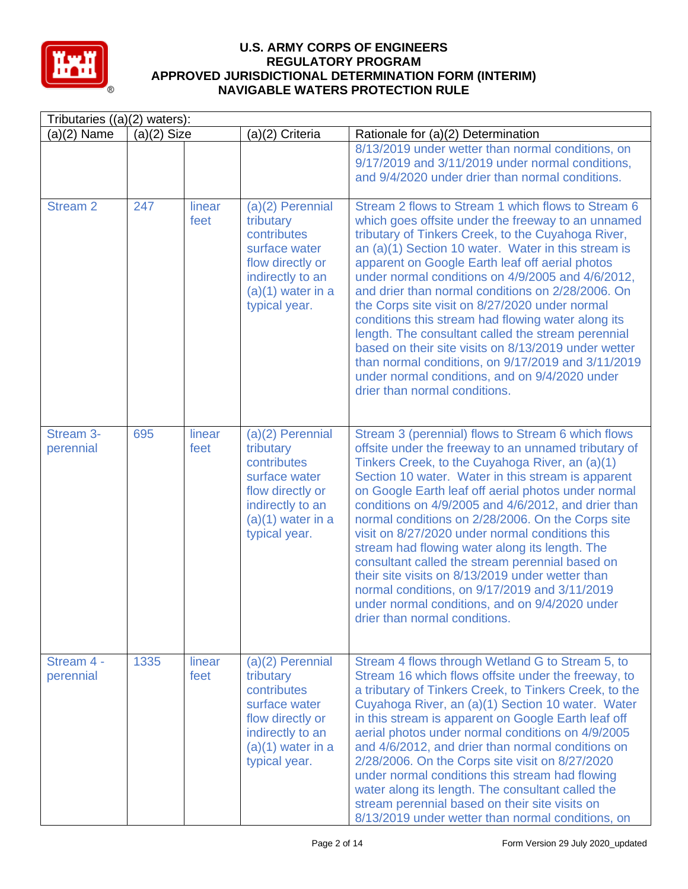# U.S. ARMY CORPS OF ENGINEERS
# REGULATORY PROGRAM
# APPROVED JURISDICTIONAL DETERMINATION FORM (INTERIM)
# NAVIGABLE WATERS PROTECTION RULE

| Tributaries ((a)(2) waters): | | | | |
|---|---|---|---|---|
| (a)(2) Name | (a)(2) Size | | (a)(2) Criteria | Rationale for (a)(2) Determination |
| | | | | 8/13/2019 under wetter than normal conditions, on 9/17/2019 and 3/11/2019 under normal conditions, and 9/4/2020 under drier than normal conditions. |
| Stream 2 | 247 | linear feet | (a)(2) Perennial tributary contributes surface water flow directly or indirectly to an (a)(1) water in a typical year. | Stream 2 flows to Stream 1 which flows to Stream 6 which goes offsite under the freeway to an unnamed tributary of Tinkers Creek, to the Cuyahoga River, an (a)(1) Section 10 water. Water in this stream is apparent on Google Earth leaf off aerial photos under normal conditions on 4/9/2005 and 4/6/2012, and drier than normal conditions on 2/28/2006. On the Corps site visit on 8/27/2020 under normal conditions this stream had flowing water along its length. The consultant called the stream perennial based on their site visits on 8/13/2019 under wetter than normal conditions, on 9/17/2019 and 3/11/2019 under normal conditions, and on 9/4/2020 under drier than normal conditions. |
| Stream 3-perennial | 695 | linear feet | (a)(2) Perennial tributary contributes surface water flow directly or indirectly to an (a)(1) water in a typical year. | Stream 3 (perennial) flows to Stream 6 which flows offsite under the freeway to an unnamed tributary of Tinkers Creek, to the Cuyahoga River, an (a)(1) Section 10 water. Water in this stream is apparent on Google Earth leaf off aerial photos under normal conditions on 4/9/2005 and 4/6/2012, and drier than normal conditions on 2/28/2006. On the Corps site visit on 8/27/2020 under normal conditions this stream had flowing water along its length. The consultant called the stream perennial based on their site visits on 8/13/2019 under wetter than normal conditions, on 9/17/2019 and 3/11/2019 under normal conditions, and on 9/4/2020 under drier than normal conditions. |
| Stream 4 - perennial | 1335 | linear feet | (a)(2) Perennial tributary contributes surface water flow directly or indirectly to an (a)(1) water in a typical year. | Stream 4 flows through Wetland G to Stream 5, to Stream 16 which flows offsite under the freeway, to a tributary of Tinkers Creek, to Tinkers Creek, to the Cuyahoga River, an (a)(1) Section 10 water. Water in this stream is apparent on Google Earth leaf off aerial photos under normal conditions on 4/9/2005 and 4/6/2012, and drier than normal conditions on 2/28/2006. On the Corps site visit on 8/27/2020 under normal conditions this stream had flowing water along its length. The consultant called the stream perennial based on their site visits on 8/13/2019 under wetter than normal conditions, on |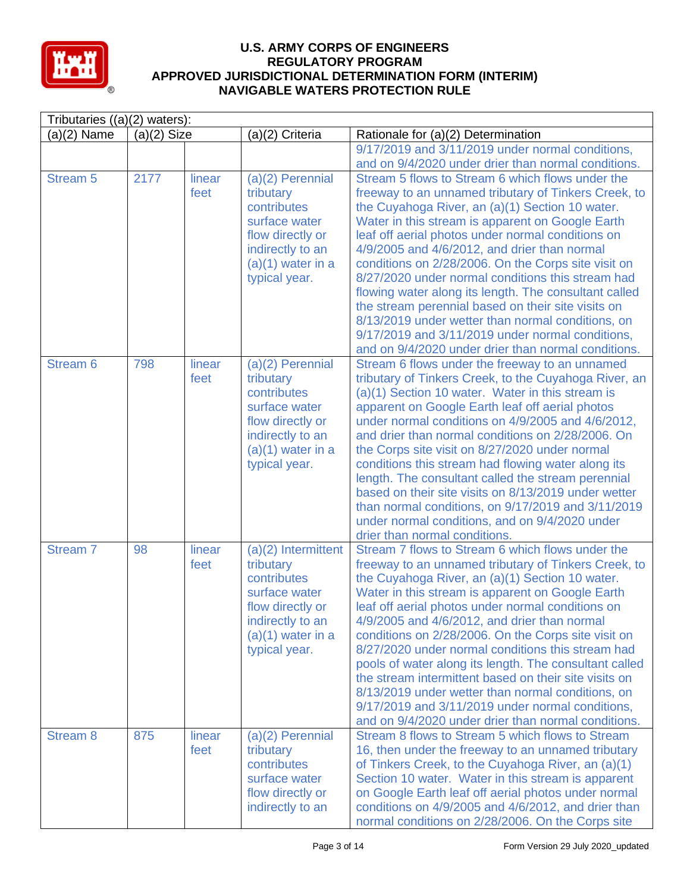# U.S. ARMY CORPS OF ENGINEERS
# REGULATORY PROGRAM
# APPROVED JURISDICTIONAL DETERMINATION FORM (INTERIM)
# NAVIGABLE WATERS PROTECTION RULE

| Tributaries ((a)(2) waters): | | | | |
|---|---|---|---|---|
| (a)(2) Name | (a)(2) Size | | (a)(2) Criteria | Rationale for (a)(2) Determination |
| | | | | 9/17/2019 and 3/11/2019 under normal conditions, and on 9/4/2020 under drier than normal conditions. |
| Stream 5 | 2177 | linear feet | (a)(2) Perennial tributary contributes surface water flow directly or indirectly to an (a)(1) water in a typical year. | Stream 5 flows to Stream 6 which flows under the freeway to an unnamed tributary of Tinkers Creek, to the Cuyahoga River, an (a)(1) Section 10 water. Water in this stream is apparent on Google Earth leaf off aerial photos under normal conditions on 4/9/2005 and 4/6/2012, and drier than normal conditions on 2/28/2006. On the Corps site visit on 8/27/2020 under normal conditions this stream had flowing water along its length. The consultant called the stream perennial based on their site visits on 8/13/2019 under wetter than normal conditions, on 9/17/2019 and 3/11/2019 under normal conditions, and on 9/4/2020 under drier than normal conditions. |
| Stream 6 | 798 | linear feet | (a)(2) Perennial tributary contributes surface water flow directly or indirectly to an (a)(1) water in a typical year. | Stream 6 flows under the freeway to an unnamed tributary of Tinkers Creek, to the Cuyahoga River, an (a)(1) Section 10 water. Water in this stream is apparent on Google Earth leaf off aerial photos under normal conditions on 4/9/2005 and 4/6/2012, and drier than normal conditions on 2/28/2006. On the Corps site visit on 8/27/2020 under normal conditions this stream had flowing water along its length. The consultant called the stream perennial based on their site visits on 8/13/2019 under wetter than normal conditions, on 9/17/2019 and 3/11/2019 under normal conditions, and on 9/4/2020 under drier than normal conditions. |
| Stream 7 | 98 | linear feet | (a)(2) Intermittent tributary contributes surface water flow directly or indirectly to an (a)(1) water in a typical year. | Stream 7 flows to Stream 6 which flows under the freeway to an unnamed tributary of Tinkers Creek, to the Cuyahoga River, an (a)(1) Section 10 water. Water in this stream is apparent on Google Earth leaf off aerial photos under normal conditions on 4/9/2005 and 4/6/2012, and drier than normal conditions on 2/28/2006. On the Corps site visit on 8/27/2020 under normal conditions this stream had pools of water along its length. The consultant called the stream intermittent based on their site visits on 8/13/2019 under wetter than normal conditions, on 9/17/2019 and 3/11/2019 under normal conditions, and on 9/4/2020 under drier than normal conditions. |
| Stream 8 | 875 | linear feet | (a)(2) Perennial tributary contributes surface water flow directly or indirectly to an | Stream 8 flows to Stream 5 which flows to Stream 16, then under the freeway to an unnamed tributary of Tinkers Creek, to the Cuyahoga River, an (a)(1) Section 10 water. Water in this stream is apparent on Google Earth leaf off aerial photos under normal conditions on 4/9/2005 and 4/6/2012, and drier than normal conditions on 2/28/2006. On the Corps site |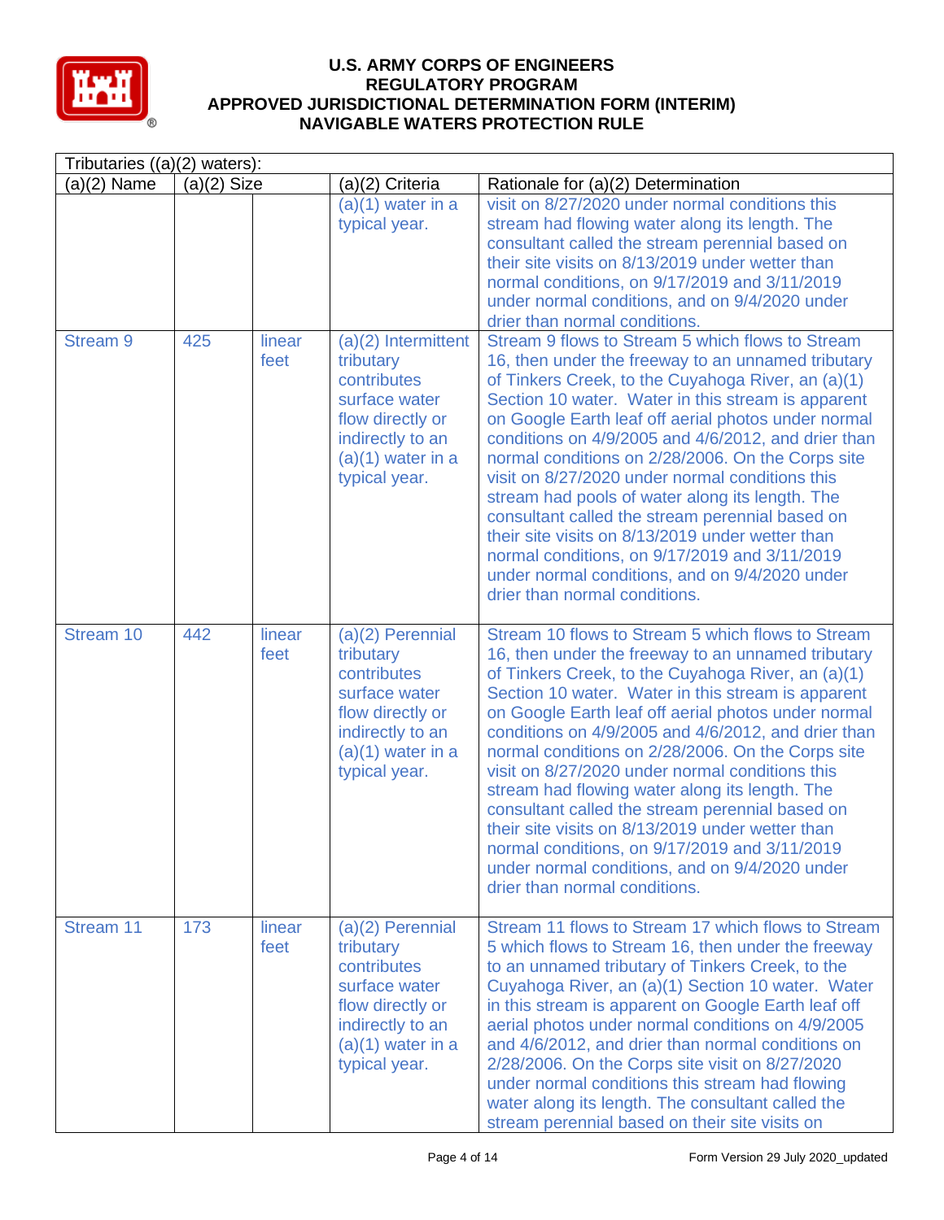| Tributaries ((a)(2) waters): | | | | |
|---|---|---|---|---|
| (a)(2) Name | (a)(2) Size | | (a)(2) Criteria | Rationale for (a)(2) Determination |
| | | | (a)(1) water in a typical year. | visit on 8/27/2020 under normal conditions this stream had flowing water along its length. The consultant called the stream perennial based on their site visits on 8/13/2019 under wetter than normal conditions, on 9/17/2019 and 3/11/2019 under normal conditions, and on 9/4/2020 under drier than normal conditions. |
| Stream 9 | 425 | linear feet | (a)(2) Intermittent tributary contributes surface water flow directly or indirectly to an (a)(1) water in a typical year. | Stream 9 flows to Stream 5 which flows to Stream 16, then under the freeway to an unnamed tributary of Tinkers Creek, to the Cuyahoga River, an (a)(1) Section 10 water. Water in this stream is apparent on Google Earth leaf off aerial photos under normal conditions on 4/9/2005 and 4/6/2012, and drier than normal conditions on 2/28/2006. On the Corps site visit on 8/27/2020 under normal conditions this stream had pools of water along its length. The consultant called the stream perennial based on their site visits on 8/13/2019 under wetter than normal conditions, on 9/17/2019 and 3/11/2019 under normal conditions, and on 9/4/2020 under drier than normal conditions. |
| Stream 10 | 442 | linear feet | (a)(2) Perennial tributary contributes surface water flow directly or indirectly to an (a)(1) water in a typical year. | Stream 10 flows to Stream 5 which flows to Stream 16, then under the freeway to an unnamed tributary of Tinkers Creek, to the Cuyahoga River, an (a)(1) Section 10 water. Water in this stream is apparent on Google Earth leaf off aerial photos under normal conditions on 4/9/2005 and 4/6/2012, and drier than normal conditions on 2/28/2006. On the Corps site visit on 8/27/2020 under normal conditions this stream had flowing water along its length. The consultant called the stream perennial based on their site visits on 8/13/2019 under wetter than normal conditions, on 9/17/2019 and 3/11/2019 under normal conditions, and on 9/4/2020 under drier than normal conditions. |
| Stream 11 | 173 | linear feet | (a)(2) Perennial tributary contributes surface water flow directly or indirectly to an (a)(1) water in a typical year. | Stream 11 flows to Stream 17 which flows to Stream 5 which flows to Stream 16, then under the freeway to an unnamed tributary of Tinkers Creek, to the Cuyahoga River, an (a)(1) Section 10 water. Water in this stream is apparent on Google Earth leaf off aerial photos under normal conditions on 4/9/2005 and 4/6/2012, and drier than normal conditions on 2/28/2006. On the Corps site visit on 8/27/2020 under normal conditions this stream had flowing water along its length. The consultant called the stream perennial based on their site visits on |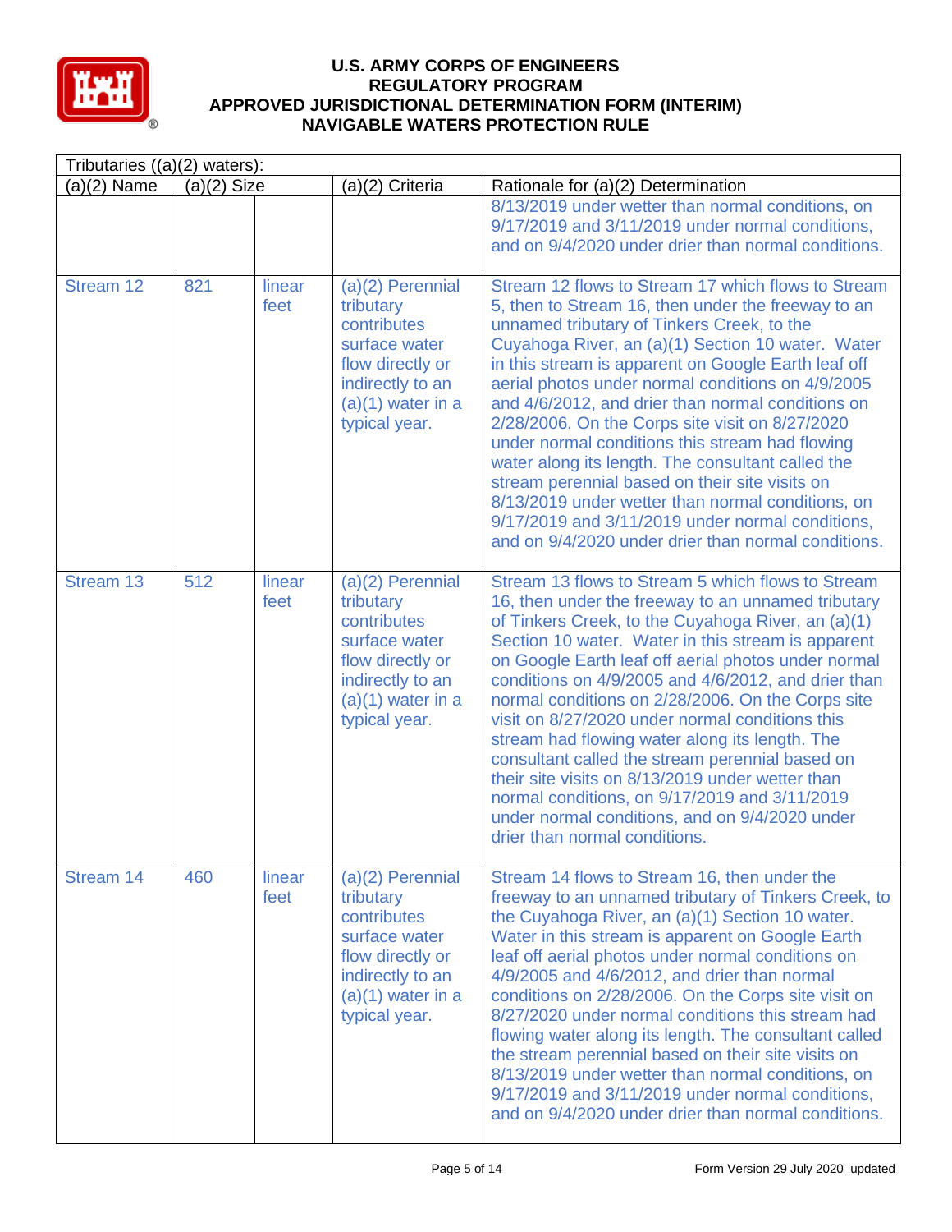| Tributaries ((a)(2) waters): | | | | |
|---|---|---|---|---|
| (a)(2) Name | (a)(2) Size | | (a)(2) Criteria | Rationale for (a)(2) Determination |
| | | | | 8/13/2019 under wetter than normal conditions, on 9/17/2019 and 3/11/2019 under normal conditions, and on 9/4/2020 under drier than normal conditions. |
| Stream 12 | 821 | linear feet | (a)(2) Perennial tributary contributes surface water flow directly or indirectly to an (a)(1) water in a typical year. | Stream 12 flows to Stream 17 which flows to Stream 5, then to Stream 16, then under the freeway to an unnamed tributary of Tinkers Creek, to the Cuyahoga River, an (a)(1) Section 10 water. Water in this stream is apparent on Google Earth leaf off aerial photos under normal conditions on 4/9/2005 and 4/6/2012, and drier than normal conditions on 2/28/2006. On the Corps site visit on 8/27/2020 under normal conditions this stream had flowing water along its length. The consultant called the stream perennial based on their site visits on 8/13/2019 under wetter than normal conditions, on 9/17/2019 and 3/11/2019 under normal conditions, and on 9/4/2020 under drier than normal conditions. |
| Stream 13 | 512 | linear feet | (a)(2) Perennial tributary contributes surface water flow directly or indirectly to an (a)(1) water in a typical year. | Stream 13 flows to Stream 5 which flows to Stream 16, then under the freeway to an unnamed tributary of Tinkers Creek, to the Cuyahoga River, an (a)(1) Section 10 water. Water in this stream is apparent on Google Earth leaf off aerial photos under normal conditions on 4/9/2005 and 4/6/2012, and drier than normal conditions on 2/28/2006. On the Corps site visit on 8/27/2020 under normal conditions this stream had flowing water along its length. The consultant called the stream perennial based on their site visits on 8/13/2019 under wetter than normal conditions, on 9/17/2019 and 3/11/2019 under normal conditions, and on 9/4/2020 under drier than normal conditions. |
| Stream 14 | 460 | linear feet | (a)(2) Perennial tributary contributes surface water flow directly or indirectly to an (a)(1) water in a typical year. | Stream 14 flows to Stream 16, then under the freeway to an unnamed tributary of Tinkers Creek, to the Cuyahoga River, an (a)(1) Section 10 water. Water in this stream is apparent on Google Earth leaf off aerial photos under normal conditions on 4/9/2005 and 4/6/2012, and drier than normal conditions on 2/28/2006. On the Corps site visit on 8/27/2020 under normal conditions this stream had flowing water along its length. The consultant called the stream perennial based on their site visits on 8/13/2019 under wetter than normal conditions, on 9/17/2019 and 3/11/2019 under normal conditions, and on 9/4/2020 under drier than normal conditions. |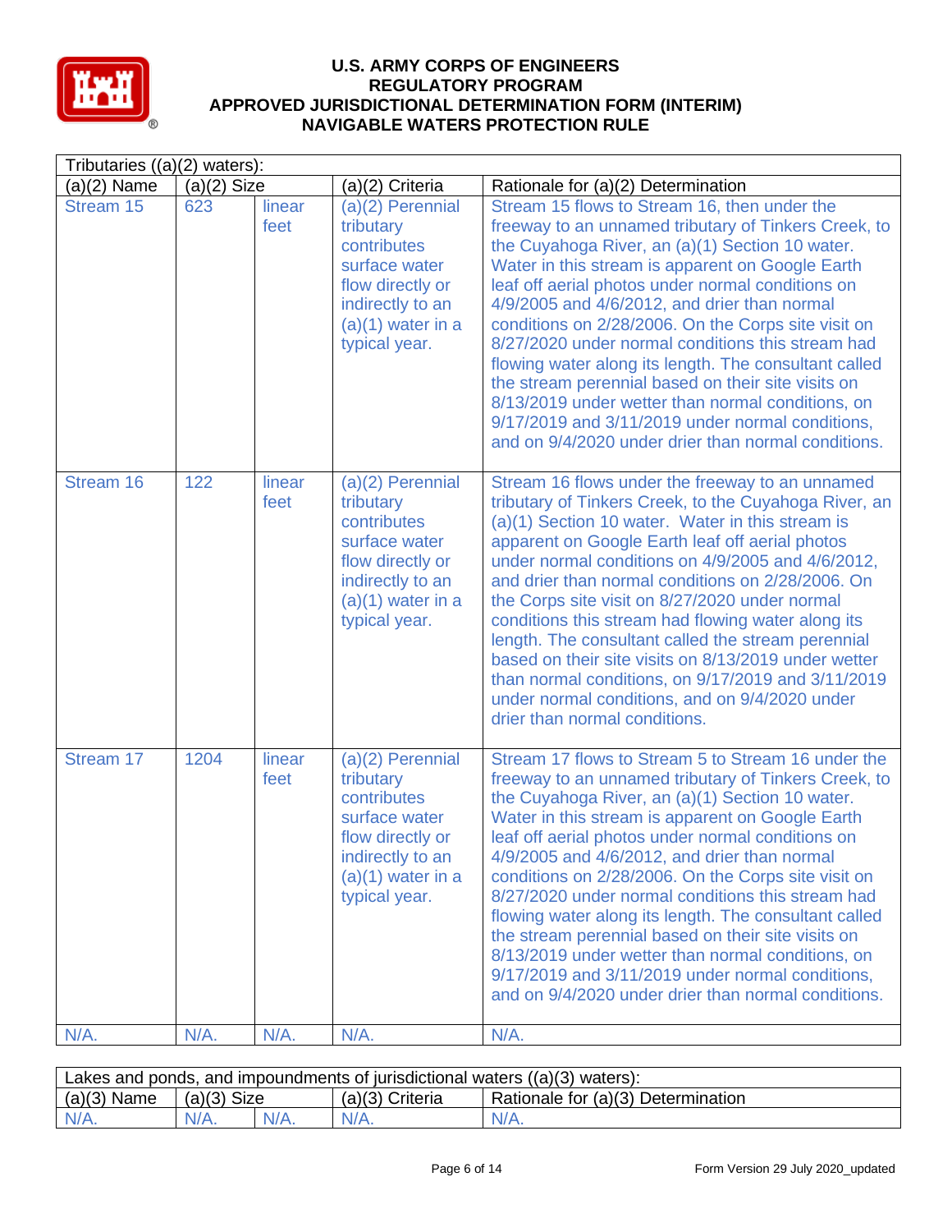# U.S. ARMY CORPS OF ENGINEERS
## REGULATORY PROGRAM
## APPROVED JURISDICTIONAL DETERMINATION FORM (INTERIM)
## NAVIGABLE WATERS PROTECTION RULE

| Tributaries ((a)(2) waters): | | | | |
|---|---|---|---|---|
| (a)(2) Name | (a)(2) Size | | (a)(2) Criteria | Rationale for (a)(2) Determination |
| Stream 15 | 623 | linear feet | (a)(2) Perennial tributary contributes surface water flow directly or indirectly to an (a)(1) water in a typical year. | Stream 15 flows to Stream 16, then under the freeway to an unnamed tributary of Tinkers Creek, to the Cuyahoga River, an (a)(1) Section 10 water. Water in this stream is apparent on Google Earth leaf off aerial photos under normal conditions on 4/9/2005 and 4/6/2012, and drier than normal conditions on 2/28/2006. On the Corps site visit on 8/27/2020 under normal conditions this stream had flowing water along its length. The consultant called the stream perennial based on their site visits on 8/13/2019 under wetter than normal conditions, on 9/17/2019 and 3/11/2019 under normal conditions, and on 9/4/2020 under drier than normal conditions. |
| Stream 16 | 122 | linear feet | (a)(2) Perennial tributary contributes surface water flow directly or indirectly to an (a)(1) water in a typical year. | Stream 16 flows under the freeway to an unnamed tributary of Tinkers Creek, to the Cuyahoga River, an (a)(1) Section 10 water. Water in this stream is apparent on Google Earth leaf off aerial photos under normal conditions on 4/9/2005 and 4/6/2012, and drier than normal conditions on 2/28/2006. On the Corps site visit on 8/27/2020 under normal conditions this stream had flowing water along its length. The consultant called the stream perennial based on their site visits on 8/13/2019 under wetter than normal conditions, on 9/17/2019 and 3/11/2019 under normal conditions, and on 9/4/2020 under drier than normal conditions. |
| Stream 17 | 1204 | linear feet | (a)(2) Perennial tributary contributes surface water flow directly or indirectly to an (a)(1) water in a typical year. | Stream 17 flows to Stream 5 to Stream 16 under the freeway to an unnamed tributary of Tinkers Creek, to the Cuyahoga River, an (a)(1) Section 10 water. Water in this stream is apparent on Google Earth leaf off aerial photos under normal conditions on 4/9/2005 and 4/6/2012, and drier than normal conditions on 2/28/2006. On the Corps site visit on 8/27/2020 under normal conditions this stream had flowing water along its length. The consultant called the stream perennial based on their site visits on 8/13/2019 under wetter than normal conditions, on 9/17/2019 and 3/11/2019 under normal conditions, and on 9/4/2020 under drier than normal conditions. |
| N/A. | N/A. | N/A. | N/A. | N/A. |

| Lakes and ponds, and impoundments of jurisdictional waters ((a)(3) waters): | | | | |
|---|---|---|---|---|
| (a)(3) Name | (a)(3) Size | | (a)(3) Criteria | Rationale for (a)(3) Determination |
| N/A. | N/A. | N/A. | N/A. | N/A. |

Form Version 29 July 2020_updated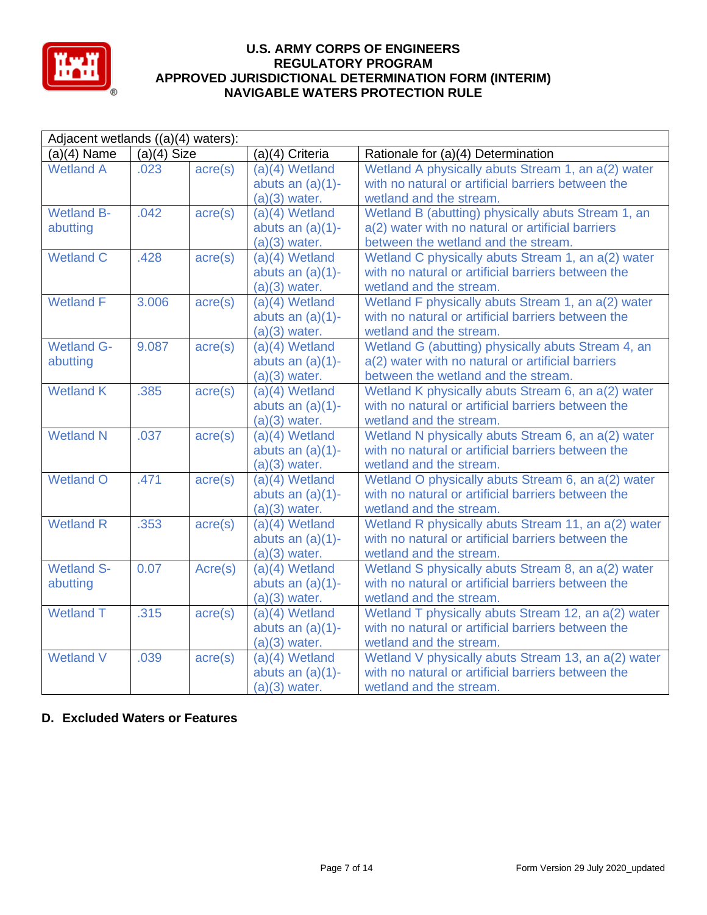| Adjacent wetlands ((a)(4) waters): | | | | |
|---|---|---|---|---|
| (a)(4) Name | (a)(4) Size | | (a)(4) Criteria | Rationale for (a)(4) Determination |
| Wetland A | .023 | acre(s) | (a)(4) Wetland abuts an (a)(1)-(a)(3) water. | Wetland A physically abuts Stream 1, an a(2) water with no natural or artificial barriers between the wetland and the stream. |
| Wetland B-abutting | .042 | acre(s) | (a)(4) Wetland abuts an (a)(1)-(a)(3) water. | Wetland B (abutting) physically abuts Stream 1, an a(2) water with no natural or artificial barriers between the wetland and the stream. |
| Wetland C | .428 | acre(s) | (a)(4) Wetland abuts an (a)(1)-(a)(3) water. | Wetland C physically abuts Stream 1, an a(2) water with no natural or artificial barriers between the wetland and the stream. |
| Wetland F | 3.006 | acre(s) | (a)(4) Wetland abuts an (a)(1)-(a)(3) water. | Wetland F physically abuts Stream 1, an a(2) water with no natural or artificial barriers between the wetland and the stream. |
| Wetland G-abutting | 9.087 | acre(s) | (a)(4) Wetland abuts an (a)(1)-(a)(3) water. | Wetland G (abutting) physically abuts Stream 4, an a(2) water with no natural or artificial barriers between the wetland and the stream. |
| Wetland K | .385 | acre(s) | (a)(4) Wetland abuts an (a)(1)-(a)(3) water. | Wetland K physically abuts Stream 6, an a(2) water with no natural or artificial barriers between the wetland and the stream. |
| Wetland N | .037 | acre(s) | (a)(4) Wetland abuts an (a)(1)-(a)(3) water. | Wetland N physically abuts Stream 6, an a(2) water with no natural or artificial barriers between the wetland and the stream. |
| Wetland O | .471 | acre(s) | (a)(4) Wetland abuts an (a)(1)-(a)(3) water. | Wetland O physically abuts Stream 6, an a(2) water with no natural or artificial barriers between the wetland and the stream. |
| Wetland R | .353 | acre(s) | (a)(4) Wetland abuts an (a)(1)-(a)(3) water. | Wetland R physically abuts Stream 11, an a(2) water with no natural or artificial barriers between the wetland and the stream. |
| Wetland S-abutting | 0.07 | Acre(s) | (a)(4) Wetland abuts an (a)(1)-(a)(3) water. | Wetland S physically abuts Stream 8, an a(2) water with no natural or artificial barriers between the wetland and the stream. |
| Wetland T | .315 | acre(s) | (a)(4) Wetland abuts an (a)(1)-(a)(3) water. | Wetland T physically abuts Stream 12, an a(2) water with no natural or artificial barriers between the wetland and the stream. |
| Wetland V | .039 | acre(s) | (a)(4) Wetland abuts an (a)(1)-(a)(3) water. | Wetland V physically abuts Stream 13, an a(2) water with no natural or artificial barriers between the wetland and the stream. |

**D. Excluded Waters or Features**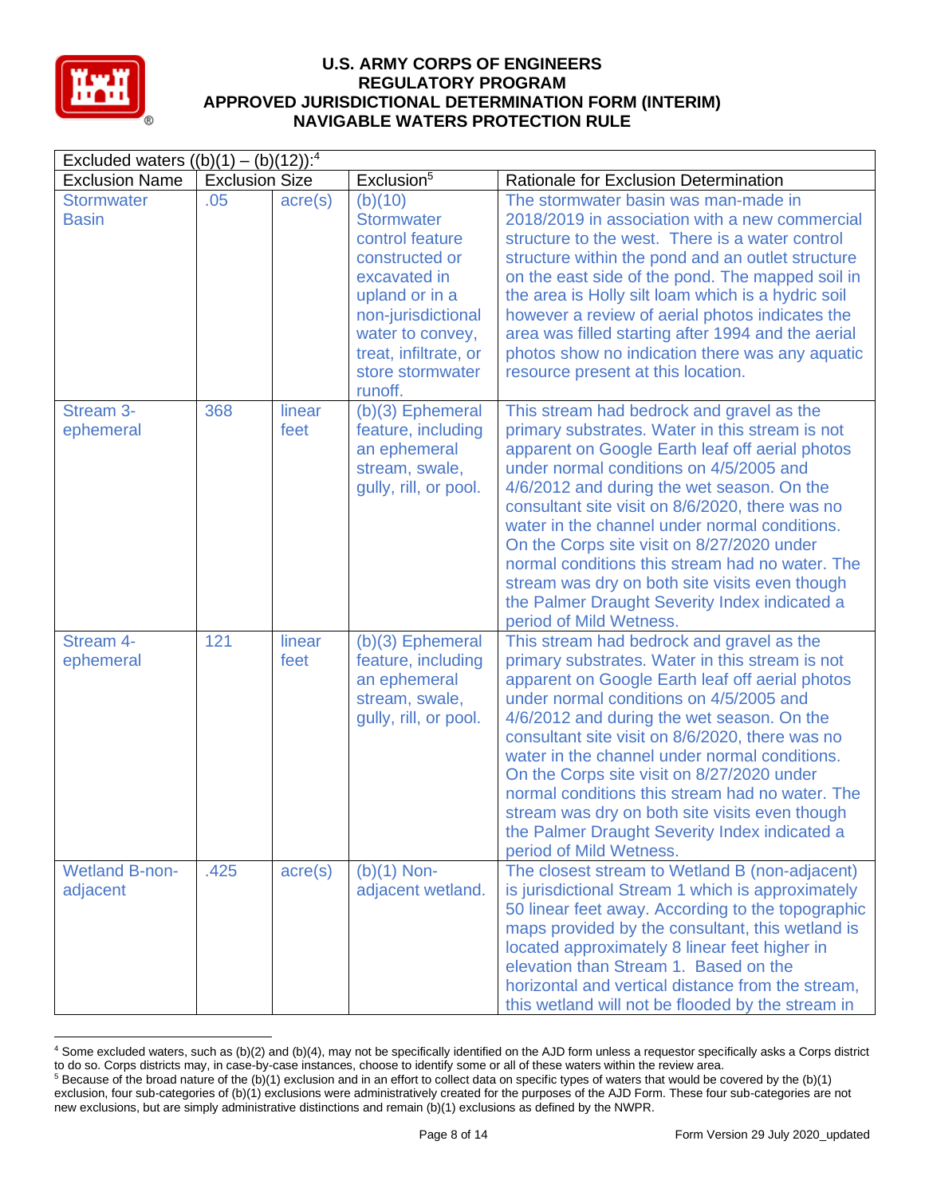# U.S. ARMY CORPS OF ENGINEERS REGULATORY PROGRAM APPROVED JURISDICTIONAL DETERMINATION FORM (INTERIM) NAVIGABLE WATERS PROTECTION RULE

| Excluded waters ((b)(1) – (b)(12)):[4] | | | | |
|---|---|---|---|---|
| Exclusion Name | Exclusion Size | | Exclusion[5] | Rationale for Exclusion Determination |
| Stormwater Basin | .05 | acre(s) | (b)(10) Stormwater control feature constructed or excavated in upland or in a non-jurisdictional water to convey, treat, infiltrate, or store stormwater runoff. | The stormwater basin was man-made in 2018/2019 in association with a new commercial structure to the west. There is a water control structure within the pond and an outlet structure on the east side of the pond. The mapped soil in the area is Holly silt loam which is a hydric soil however a review of aerial photos indicates the area was filled starting after 1994 and the aerial photos show no indication there was any aquatic resource present at this location. |
| Stream 3-ephemeral | 368 | linear feet | (b)(3) Ephemeral feature, including an ephemeral stream, swale, gully, rill, or pool. | This stream had bedrock and gravel as the primary substrates. Water in this stream is not apparent on Google Earth leaf off aerial photos under normal conditions on 4/5/2005 and 4/6/2012 and during the wet season. On the consultant site visit on 8/6/2020, there was no water in the channel under normal conditions. On the Corps site visit on 8/27/2020 under normal conditions this stream had no water. The stream was dry on both site visits even though the Palmer Draught Severity Index indicated a period of Mild Wetness. |
| Stream 4-ephemeral | 121 | linear feet | (b)(3) Ephemeral feature, including an ephemeral stream, swale, gully, rill, or pool. | This stream had bedrock and gravel as the primary substrates. Water in this stream is not apparent on Google Earth leaf off aerial photos under normal conditions on 4/5/2005 and 4/6/2012 and during the wet season. On the consultant site visit on 8/6/2020, there was no water in the channel under normal conditions. On the Corps site visit on 8/27/2020 under normal conditions this stream had no water. The stream was dry on both site visits even though the Palmer Draught Severity Index indicated a period of Mild Wetness. |
| Wetland B-non-adjacent | .425 | acre(s) | (b)(1) Non-adjacent wetland. | The closest stream to Wetland B (non-adjacent) is jurisdictional Stream 1 which is approximately 50 linear feet away. According to the topographic maps provided by the consultant, this wetland is located approximately 8 linear feet higher in elevation than Stream 1. Based on the horizontal and vertical distance from the stream, this wetland will not be flooded by the stream in |

[4] Some excluded waters, such as (b)(2) and (b)(4), may not be specifically identified on the AJD form unless a requestor specifically asks a Corps district to do so. Corps districts may, in case-by-case instances, choose to identify some or all of these waters within the review area.

[5] Because of the broad nature of the (b)(1) exclusion and in an effort to collect data on specific types of waters that would be covered by the (b)(1) exclusion, four sub-categories of (b)(1) exclusions were administratively created for the purposes of the AJD Form. These four sub-categories are not new exclusions, but are simply administrative distinctions and remain (b)(1) exclusions as defined by the NWPR.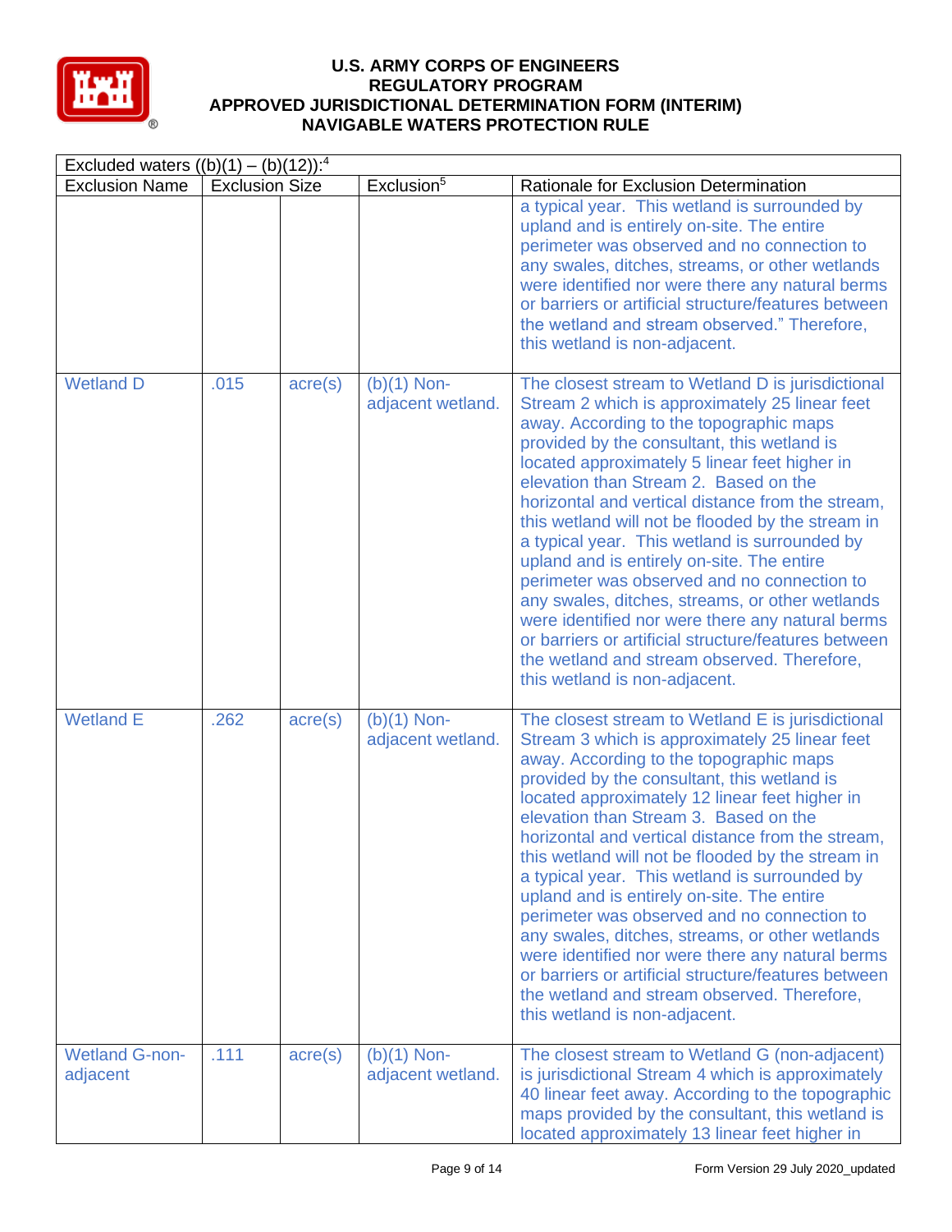| Excluded waters ((b)(1) – (b)(12)):[4] | | | | |
|---|---|---|---|---|
| Exclusion Name | Exclusion Size | | Exclusion[5] | Rationale for Exclusion Determination |
| | | | | a typical year. This wetland is surrounded by upland and is entirely on-site. The entire perimeter was observed and no connection to any swales, ditches, streams, or other wetlands were identified nor were there any natural berms or barriers or artificial structure/features between the wetland and stream observed." Therefore, this wetland is non-adjacent. |
| Wetland D | .015 | acre(s) | (b)(1) Non-adjacent wetland. | The closest stream to Wetland D is jurisdictional Stream 2 which is approximately 25 linear feet away. According to the topographic maps provided by the consultant, this wetland is located approximately 5 linear feet higher in elevation than Stream 2. Based on the horizontal and vertical distance from the stream, this wetland will not be flooded by the stream in a typical year. This wetland is surrounded by upland and is entirely on-site. The entire perimeter was observed and no connection to any swales, ditches, streams, or other wetlands were identified nor were there any natural berms or barriers or artificial structure/features between the wetland and stream observed. Therefore, this wetland is non-adjacent. |
| Wetland E | .262 | acre(s) | (b)(1) Non-adjacent wetland. | The closest stream to Wetland E is jurisdictional Stream 3 which is approximately 25 linear feet away. According to the topographic maps provided by the consultant, this wetland is located approximately 12 linear feet higher in elevation than Stream 3. Based on the horizontal and vertical distance from the stream, this wetland will not be flooded by the stream in a typical year. This wetland is surrounded by upland and is entirely on-site. The entire perimeter was observed and no connection to any swales, ditches, streams, or other wetlands were identified nor were there any natural berms or barriers or artificial structure/features between the wetland and stream observed. Therefore, this wetland is non-adjacent. |
| Wetland G-non-adjacent | .111 | acre(s) | (b)(1) Non-adjacent wetland. | The closest stream to Wetland G (non-adjacent) is jurisdictional Stream 4 which is approximately 40 linear feet away. According to the topographic maps provided by the consultant, this wetland is located approximately 13 linear feet higher in |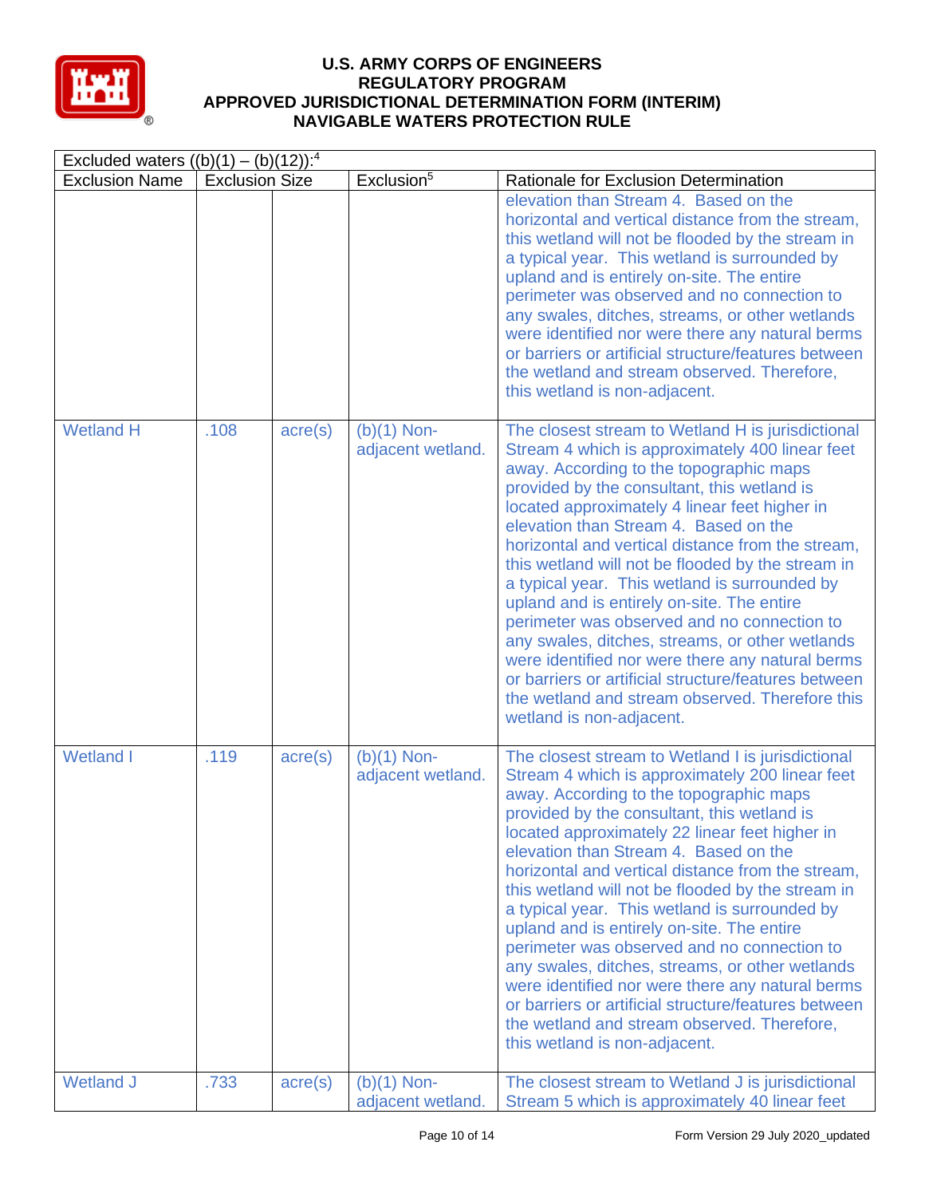# U.S. ARMY CORPS OF ENGINEERS
## REGULATORY PROGRAM
## APPROVED JURISDICTIONAL DETERMINATION FORM (INTERIM)
## NAVIGABLE WATERS PROTECTION RULE

| Excluded waters ((b)(1) – (b)(12)):[4] | | | | |
|---|---|---|---|---|
| Exclusion Name | Exclusion Size | | Exclusion[5] | Rationale for Exclusion Determination |
| | | | | elevation than Stream 4. Based on the horizontal and vertical distance from the stream, this wetland will not be flooded by the stream in a typical year. This wetland is surrounded by upland and is entirely on-site. The entire perimeter was observed and no connection to any swales, ditches, streams, or other wetlands were identified nor were there any natural berms or barriers or artificial structure/features between the wetland and stream observed. Therefore, this wetland is non-adjacent. |
| Wetland H | .108 | acre(s) | (b)(1) Non-adjacent wetland. | The closest stream to Wetland H is jurisdictional Stream 4 which is approximately 400 linear feet away. According to the topographic maps provided by the consultant, this wetland is located approximately 4 linear feet higher in elevation than Stream 4. Based on the horizontal and vertical distance from the stream, this wetland will not be flooded by the stream in a typical year. This wetland is surrounded by upland and is entirely on-site. The entire perimeter was observed and no connection to any swales, ditches, streams, or other wetlands were identified nor were there any natural berms or barriers or artificial structure/features between the wetland and stream observed. Therefore this wetland is non-adjacent. |
| Wetland I | .119 | acre(s) | (b)(1) Non-adjacent wetland. | The closest stream to Wetland I is jurisdictional Stream 4 which is approximately 200 linear feet away. According to the topographic maps provided by the consultant, this wetland is located approximately 22 linear feet higher in elevation than Stream 4. Based on the horizontal and vertical distance from the stream, this wetland will not be flooded by the stream in a typical year. This wetland is surrounded by upland and is entirely on-site. The entire perimeter was observed and no connection to any swales, ditches, streams, or other wetlands were identified nor were there any natural berms or barriers or artificial structure/features between the wetland and stream observed. Therefore, this wetland is non-adjacent. |
| Wetland J | .733 | acre(s) | (b)(1) Non-adjacent wetland. | The closest stream to Wetland J is jurisdictional Stream 5 which is approximately 40 linear feet |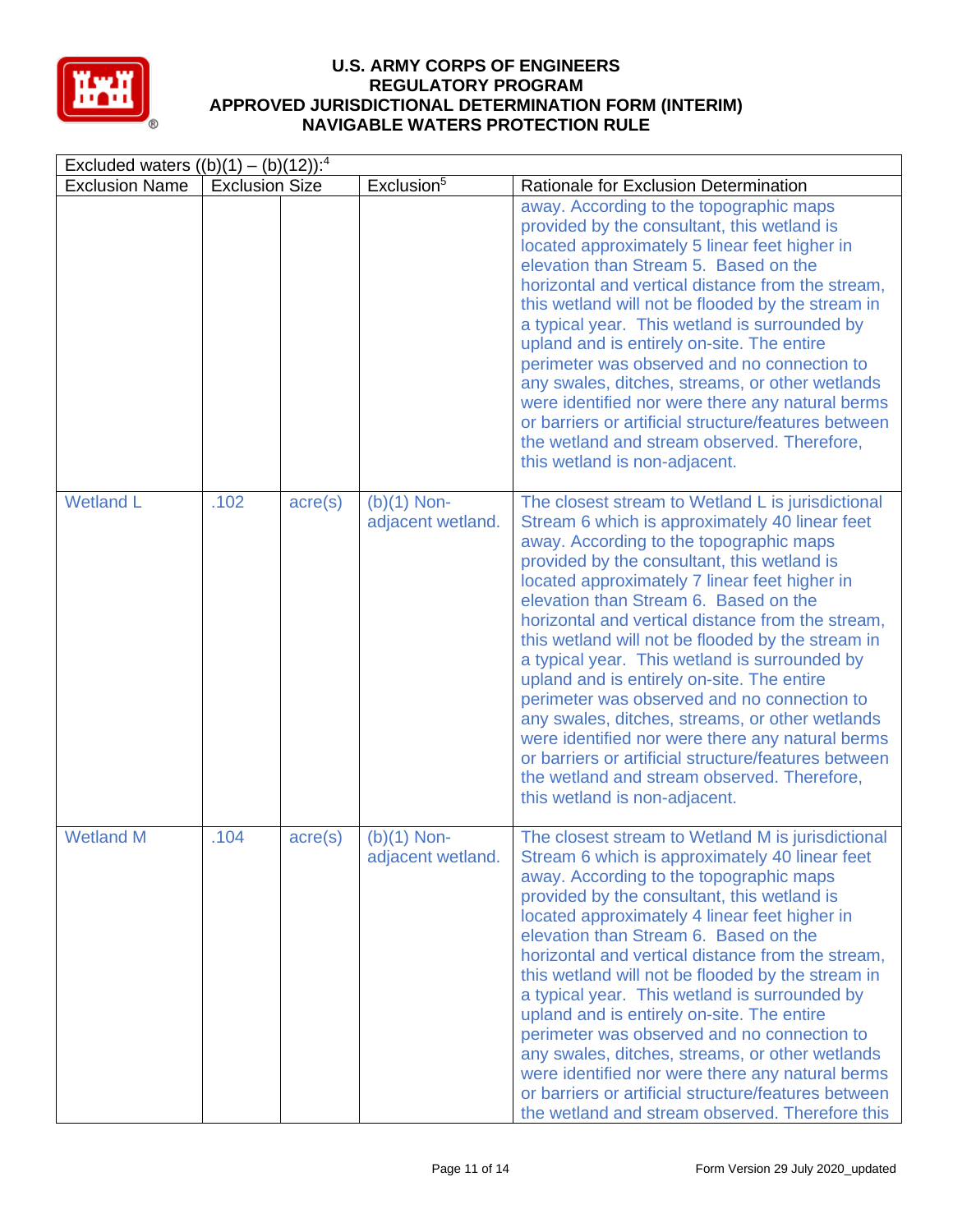| Excluded waters ((b)(1) – (b)(12)):[4] | | | | |
|---|---|---|---|---|
| Exclusion Name | Exclusion Size | | Exclusion[5] | Rationale for Exclusion Determination |
| | | | | away. According to the topographic maps provided by the consultant, this wetland is located approximately 5 linear feet higher in elevation than Stream 5. Based on the horizontal and vertical distance from the stream, this wetland will not be flooded by the stream in a typical year. This wetland is surrounded by upland and is entirely on-site. The entire perimeter was observed and no connection to any swales, ditches, streams, or other wetlands were identified nor were there any natural berms or barriers or artificial structure/features between the wetland and stream observed. Therefore, this wetland is non-adjacent. |
| Wetland L | .102 | acre(s) | (b)(1) Non-adjacent wetland. | The closest stream to Wetland L is jurisdictional Stream 6 which is approximately 40 linear feet away. According to the topographic maps provided by the consultant, this wetland is located approximately 7 linear feet higher in elevation than Stream 6. Based on the horizontal and vertical distance from the stream, this wetland will not be flooded by the stream in a typical year. This wetland is surrounded by upland and is entirely on-site. The entire perimeter was observed and no connection to any swales, ditches, streams, or other wetlands were identified nor were there any natural berms or barriers or artificial structure/features between the wetland and stream observed. Therefore, this wetland is non-adjacent. |
| Wetland M | .104 | acre(s) | (b)(1) Non-adjacent wetland. | The closest stream to Wetland M is jurisdictional Stream 6 which is approximately 40 linear feet away. According to the topographic maps provided by the consultant, this wetland is located approximately 4 linear feet higher in elevation than Stream 6. Based on the horizontal and vertical distance from the stream, this wetland will not be flooded by the stream in a typical year. This wetland is surrounded by upland and is entirely on-site. The entire perimeter was observed and no connection to any swales, ditches, streams, or other wetlands were identified nor were there any natural berms or barriers or artificial structure/features between the wetland and stream observed. Therefore this |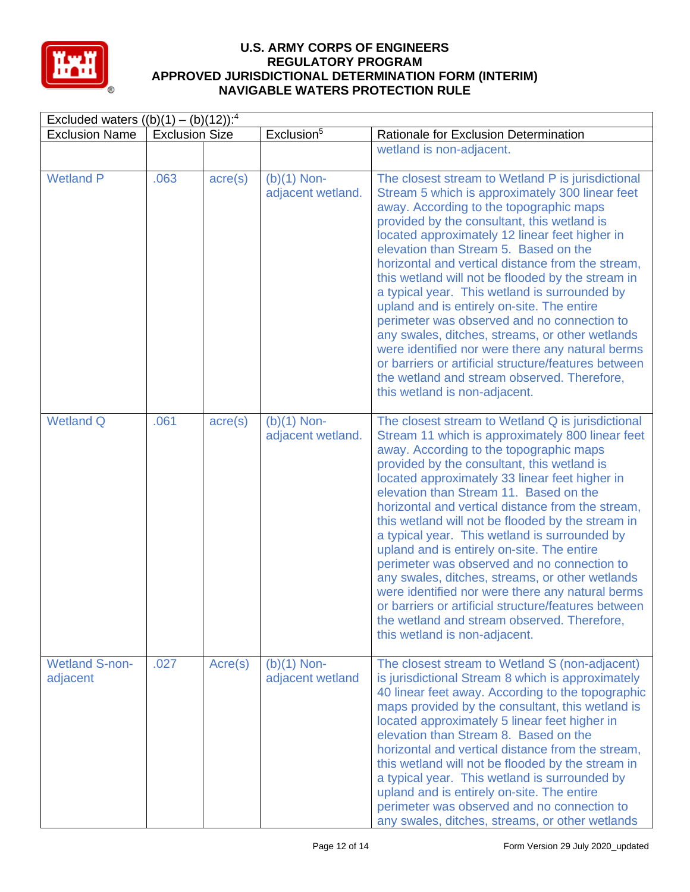# U.S. ARMY CORPS OF ENGINEERS
# REGULATORY PROGRAM
# APPROVED JURISDICTIONAL DETERMINATION FORM (INTERIM)
# NAVIGABLE WATERS PROTECTION RULE

| Excluded waters ((b)(1) – (b)(12)):[4] | | | | |
|---|---|---|---|---|
| Exclusion Name | Exclusion Size | | Exclusion[5] | Rationale for Exclusion Determination |
| | | | | wetland is non-adjacent. |
| Wetland P | .063 | acre(s) | (b)(1) Non-adjacent wetland. | The closest stream to Wetland P is jurisdictional Stream 5 which is approximately 300 linear feet away. According to the topographic maps provided by the consultant, this wetland is located approximately 12 linear feet higher in elevation than Stream 5. Based on the horizontal and vertical distance from the stream, this wetland will not be flooded by the stream in a typical year. This wetland is surrounded by upland and is entirely on-site. The entire perimeter was observed and no connection to any swales, ditches, streams, or other wetlands were identified nor were there any natural berms or barriers or artificial structure/features between the wetland and stream observed. Therefore, this wetland is non-adjacent. |
| Wetland Q | .061 | acre(s) | (b)(1) Non-adjacent wetland. | The closest stream to Wetland Q is jurisdictional Stream 11 which is approximately 800 linear feet away. According to the topographic maps provided by the consultant, this wetland is located approximately 33 linear feet higher in elevation than Stream 11. Based on the horizontal and vertical distance from the stream, this wetland will not be flooded by the stream in a typical year. This wetland is surrounded by upland and is entirely on-site. The entire perimeter was observed and no connection to any swales, ditches, streams, or other wetlands were identified nor were there any natural berms or barriers or artificial structure/features between the wetland and stream observed. Therefore, this wetland is non-adjacent. |
| Wetland S-non-adjacent | .027 | Acre(s) | (b)(1) Non-adjacent wetland | The closest stream to Wetland S (non-adjacent) is jurisdictional Stream 8 which is approximately 40 linear feet away. According to the topographic maps provided by the consultant, this wetland is located approximately 5 linear feet higher in elevation than Stream 8. Based on the horizontal and vertical distance from the stream, this wetland will not be flooded by the stream in a typical year. This wetland is surrounded by upland and is entirely on-site. The entire perimeter was observed and no connection to any swales, ditches, streams, or other wetlands |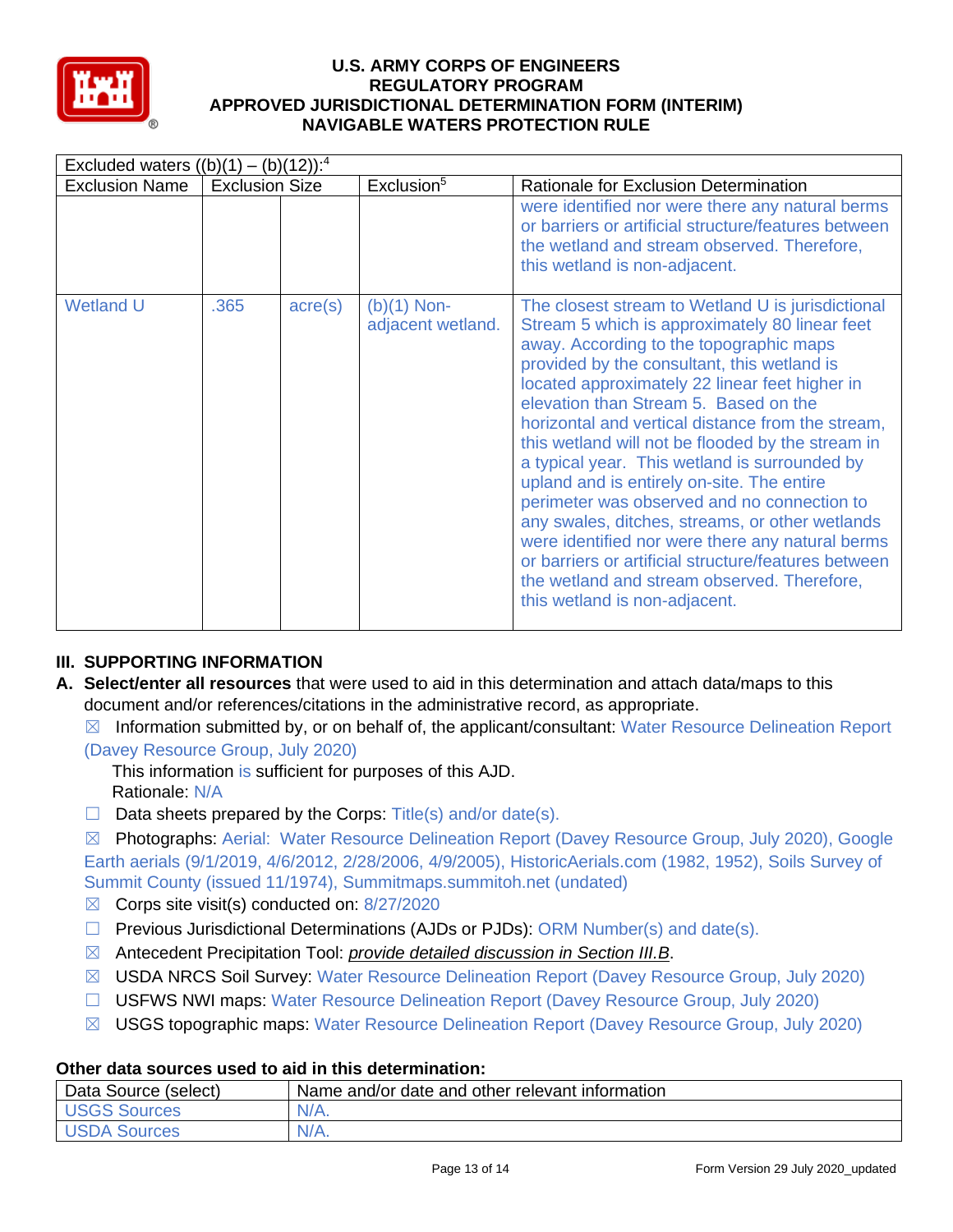| Excluded waters ((b)(1) – (b)(12)):[4] | | | | |
|---|---|---|---|---|
| Exclusion Name | Exclusion Size | | Exclusion[5] | Rationale for Exclusion Determination |
| | | | | were identified nor were there any natural berms or barriers or artificial structure/features between the wetland and stream observed. Therefore, this wetland is non-adjacent. |
| Wetland U | .365 | acre(s) | (b)(1) Non-adjacent wetland. | The closest stream to Wetland U is jurisdictional Stream 5 which is approximately 80 linear feet away. According to the topographic maps provided by the consultant, this wetland is located approximately 22 linear feet higher in elevation than Stream 5. Based on the horizontal and vertical distance from the stream, this wetland will not be flooded by the stream in a typical year. This wetland is surrounded by upland and is entirely on-site. The entire perimeter was observed and no connection to any swales, ditches, streams, or other wetlands were identified nor were there any natural berms or barriers or artificial structure/features between the wetland and stream observed. Therefore, this wetland is non-adjacent. |

## III. SUPPORTING INFORMATION

**A. Select/enter all resources** that were used to aid in this determination and attach data/maps to this document and/or references/citations in the administrative record, as appropriate.

☒ Information submitted by, or on behalf of, the applicant/consultant: Water Resource Delineation Report (Davey Resource Group, July 2020)

This information is sufficient for purposes of this AJD.

Rationale: N/A

☐ Data sheets prepared by the Corps: Title(s) and/or date(s).

☒ Photographs: Aerial: Water Resource Delineation Report (Davey Resource Group, July 2020), Google Earth aerials (9/1/2019, 4/6/2012, 2/28/2006, 4/9/2005), HistoricAerials.com (1982, 1952), Soils Survey of Summit County (issued 11/1974), Summitmaps.summitoh.net (undated)

☒ Corps site visit(s) conducted on: 8/27/2020

☐ Previous Jurisdictional Determinations (AJDs or PJDs): ORM Number(s) and date(s).

☒ Antecedent Precipitation Tool: *provide detailed discussion in Section III.B*.

☒ USDA NRCS Soil Survey: Water Resource Delineation Report (Davey Resource Group, July 2020)

☐ USFWS NWI maps: Water Resource Delineation Report (Davey Resource Group, July 2020)

☒ USGS topographic maps: Water Resource Delineation Report (Davey Resource Group, July 2020)

### Other data sources used to aid in this determination:

| Data Source (select) | Name and/or date and other relevant information |
|---|---|
| USGS Sources | N/A. |
| USDA Sources | N/A. |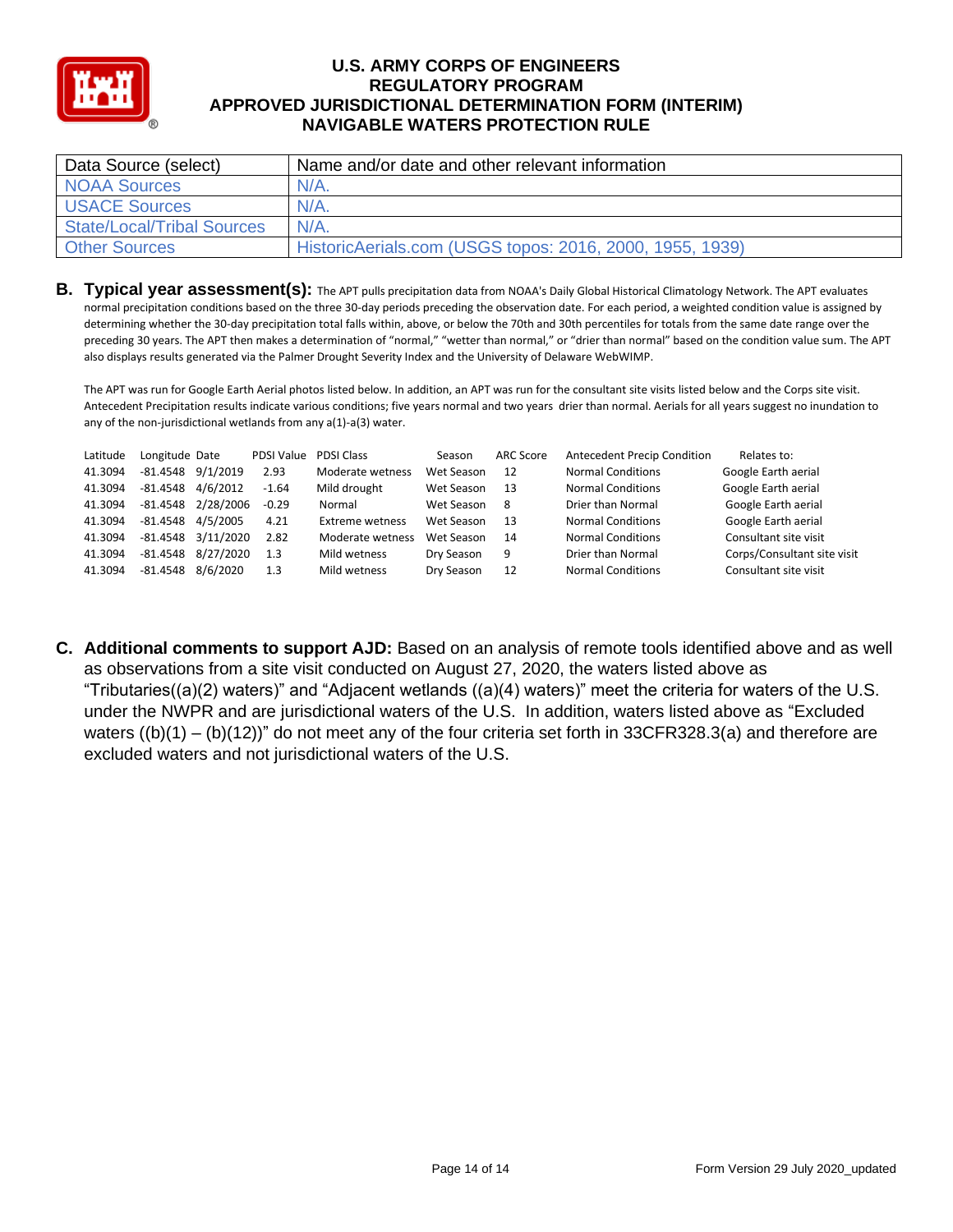# U.S. ARMY CORPS OF ENGINEERS
## REGULATORY PROGRAM
## APPROVED JURISDICTIONAL DETERMINATION FORM (INTERIM)
## NAVIGABLE WATERS PROTECTION RULE

| Data Source (select) | Name and/or date and other relevant information |
|---|---|
| NOAA Sources | N/A. |
| USACE Sources | N/A. |
| State/Local/Tribal Sources | N/A. |
| Other Sources | HistoricAerials.com (USGS topos: 2016, 2000, 1955, 1939) |

**B. Typical year assessment(s):** The APT pulls precipitation data from NOAA's Daily Global Historical Climatology Network. The APT evaluates normal precipitation conditions based on the three 30-day periods preceding the observation date. For each period, a weighted condition value is assigned by determining whether the 30-day precipitation total falls within, above, or below the 70th and 30th percentiles for totals from the same date range over the preceding 30 years. The APT then makes a determination of "normal," "wetter than normal," or "drier than normal" based on the condition value sum. The APT also displays results generated via the Palmer Drought Severity Index and the University of Delaware WebWIMP.

The APT was run for Google Earth Aerial photos listed below. In addition, an APT was run for the consultant site visits listed below and the Corps site visit. Antecedent Precipitation results indicate various conditions; five years normal and two years drier than normal. Aerials for all years suggest no inundation to any of the non-jurisdictional wetlands from any a(1)-a(3) water.

| Latitude | Longitude | Date | PDSI Value | PDSI Class | Season | ARC Score | Antecedent Precip Condition | Relates to: |
|---|---|---|---|---|---|---|---|---|
| 41.3094 | -81.4548 | 9/1/2019 | 2.93 | Moderate wetness | Wet Season | 12 | Normal Conditions | Google Earth aerial |
| 41.3094 | -81.4548 | 4/6/2012 | -1.64 | Mild drought | Wet Season | 13 | Normal Conditions | Google Earth aerial |
| 41.3094 | -81.4548 | 2/28/2006 | -0.29 | Normal | Wet Season | 8 | Drier than Normal | Google Earth aerial |
| 41.3094 | -81.4548 | 4/5/2005 | 4.21 | Extreme wetness | Wet Season | 13 | Normal Conditions | Google Earth aerial |
| 41.3094 | -81.4548 | 3/11/2020 | 2.82 | Moderate wetness | Wet Season | 14 | Normal Conditions | Consultant site visit |
| 41.3094 | -81.4548 | 8/27/2020 | 1.3 | Mild wetness | Dry Season | 9 | Drier than Normal | Corps/Consultant site visit |
| 41.3094 | -81.4548 | 8/6/2020 | 1.3 | Mild wetness | Dry Season | 12 | Normal Conditions | Consultant site visit |

**C. Additional comments to support AJD:** Based on an analysis of remote tools identified above and as well as observations from a site visit conducted on August 27, 2020, the waters listed above as "Tributaries((a)(2) waters)" and "Adjacent wetlands ((a)(4) waters)" meet the criteria for waters of the U.S. under the NWPR and are jurisdictional waters of the U.S. In addition, waters listed above as "Excluded waters ((b)(1) – (b)(12))" do not meet any of the four criteria set forth in 33CFR328.3(a) and therefore are excluded waters and not jurisdictional waters of the U.S.

Form Version 29 July 2020_updated